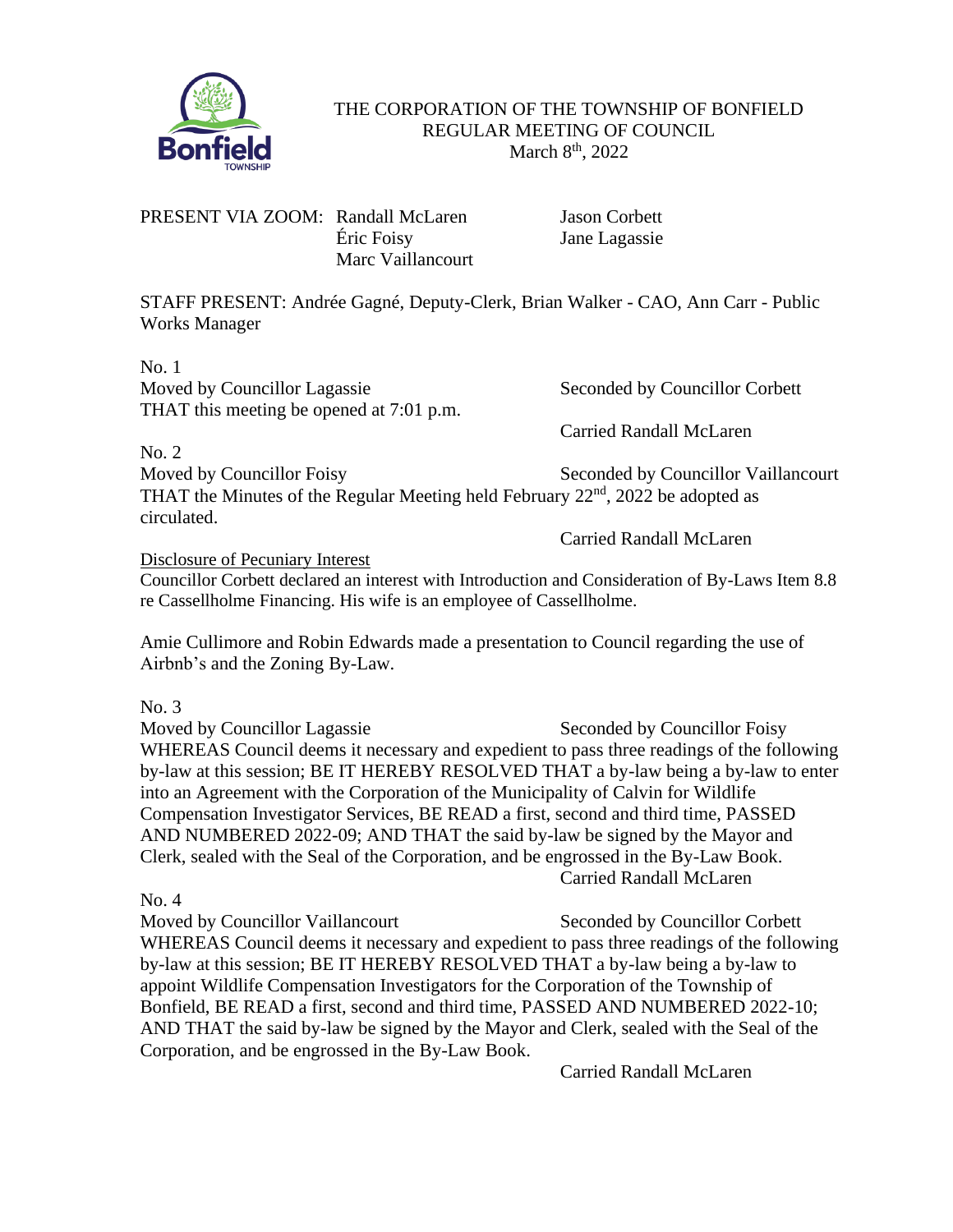# THE CORPORATION OF THE TOWNSHIP OF BONFIELD
## REGULAR MEETING OF COUNCIL
March 8th, 2022

PRESENT VIA ZOOM: Randall McLaren, Jason Corbett, Éric Foisy, Jane Lagassie, Marc Vaillancourt

STAFF PRESENT: Andrée Gagné, Deputy-Clerk, Brian Walker - CAO, Ann Carr - Public Works Manager

No. 1
Moved by Councillor Lagassie — Seconded by Councillor Corbett
THAT this meeting be opened at 7:01 p.m.
Carried Randall McLaren

No. 2
Moved by Councillor Foisy — Seconded by Councillor Vaillancourt
THAT the Minutes of the Regular Meeting held February 22nd, 2022 be adopted as circulated.
Carried Randall McLaren

Disclosure of Pecuniary Interest

Councillor Corbett declared an interest with Introduction and Consideration of By-Laws Item 8.8 re Cassellholme Financing. His wife is an employee of Cassellholme.

Amie Cullimore and Robin Edwards made a presentation to Council regarding the use of Airbnb's and the Zoning By-Law.

No. 3
Moved by Councillor Lagassie — Seconded by Councillor Foisy
WHEREAS Council deems it necessary and expedient to pass three readings of the following by-law at this session; BE IT HEREBY RESOLVED THAT a by-law being a by-law to enter into an Agreement with the Corporation of the Municipality of Calvin for Wildlife Compensation Investigator Services, BE READ a first, second and third time, PASSED AND NUMBERED 2022-09; AND THAT the said by-law be signed by the Mayor and Clerk, sealed with the Seal of the Corporation, and be engrossed in the By-Law Book.
Carried Randall McLaren

No. 4
Moved by Councillor Vaillancourt — Seconded by Councillor Corbett
WHEREAS Council deems it necessary and expedient to pass three readings of the following by-law at this session; BE IT HEREBY RESOLVED THAT a by-law being a by-law to appoint Wildlife Compensation Investigators for the Corporation of the Township of Bonfield, BE READ a first, second and third time, PASSED AND NUMBERED 2022-10; AND THAT the said by-law be signed by the Mayor and Clerk, sealed with the Seal of the Corporation, and be engrossed in the By-Law Book.
Carried Randall McLaren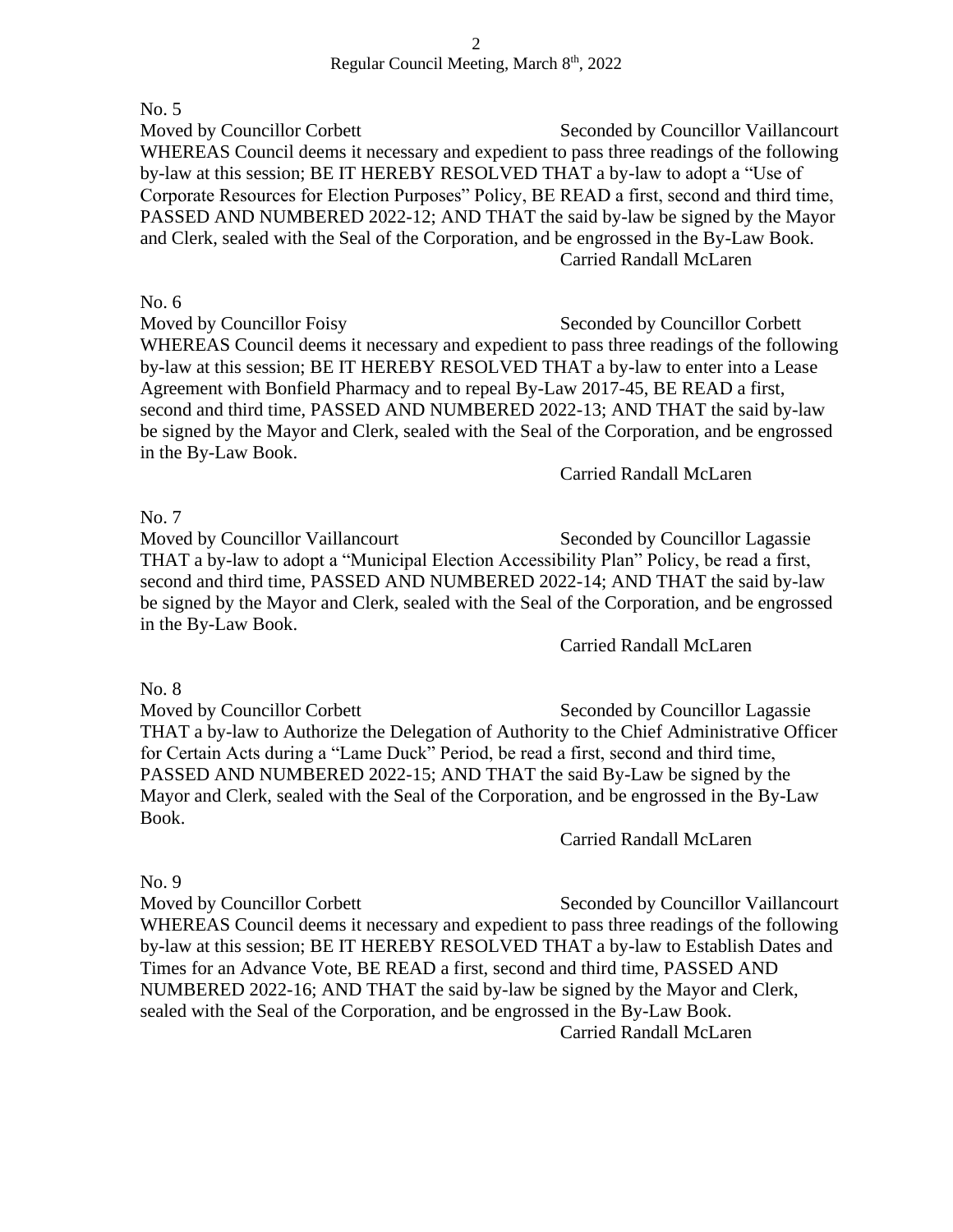No. 5

Moved by Councillor Corbett Seconded by Councillor Vaillancourt

WHEREAS Council deems it necessary and expedient to pass three readings of the following by-law at this session; BE IT HEREBY RESOLVED THAT a by-law to adopt a "Use of Corporate Resources for Election Purposes" Policy, BE READ a first, second and third time, PASSED AND NUMBERED 2022-12; AND THAT the said by-law be signed by the Mayor and Clerk, sealed with the Seal of the Corporation, and be engrossed in the By-Law Book.

Carried Randall McLaren

No. 6

Moved by Councillor Foisy Seconded by Councillor Corbett

WHEREAS Council deems it necessary and expedient to pass three readings of the following by-law at this session; BE IT HEREBY RESOLVED THAT a by-law to enter into a Lease Agreement with Bonfield Pharmacy and to repeal By-Law 2017-45, BE READ a first, second and third time, PASSED AND NUMBERED 2022-13; AND THAT the said by-law be signed by the Mayor and Clerk, sealed with the Seal of the Corporation, and be engrossed in the By-Law Book.

Carried Randall McLaren

No. 7

Moved by Councillor Vaillancourt Seconded by Councillor Lagassie

THAT a by-law to adopt a "Municipal Election Accessibility Plan" Policy, be read a first, second and third time, PASSED AND NUMBERED 2022-14; AND THAT the said by-law be signed by the Mayor and Clerk, sealed with the Seal of the Corporation, and be engrossed in the By-Law Book.

Carried Randall McLaren

No. 8

Moved by Councillor Corbett Seconded by Councillor Lagassie

THAT a by-law to Authorize the Delegation of Authority to the Chief Administrative Officer for Certain Acts during a "Lame Duck" Period, be read a first, second and third time, PASSED AND NUMBERED 2022-15; AND THAT the said By-Law be signed by the Mayor and Clerk, sealed with the Seal of the Corporation, and be engrossed in the By-Law Book.

Carried Randall McLaren

No. 9

Moved by Councillor Corbett Seconded by Councillor Vaillancourt

WHEREAS Council deems it necessary and expedient to pass three readings of the following by-law at this session; BE IT HEREBY RESOLVED THAT a by-law to Establish Dates and Times for an Advance Vote, BE READ a first, second and third time, PASSED AND NUMBERED 2022-16; AND THAT the said by-law be signed by the Mayor and Clerk, sealed with the Seal of the Corporation, and be engrossed in the By-Law Book.

Carried Randall McLaren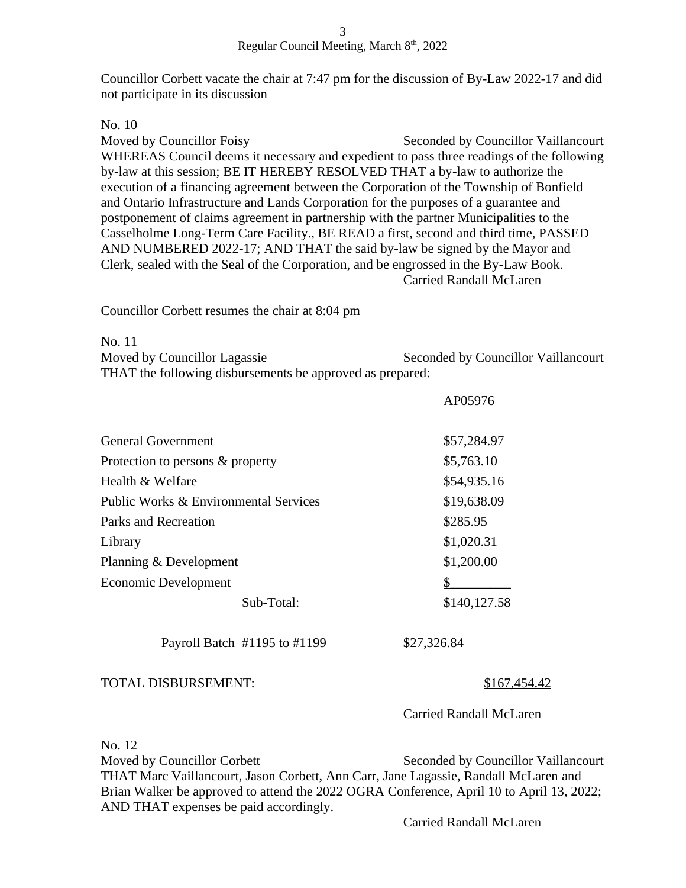Councillor Corbett vacate the chair at 7:47 pm for the discussion of By-Law 2022-17 and did not participate in its discussion

No. 10

Moved by Councillor Foisy — Seconded by Councillor Vaillancourt

WHEREAS Council deems it necessary and expedient to pass three readings of the following by-law at this session; BE IT HEREBY RESOLVED THAT a by-law to authorize the execution of a financing agreement between the Corporation of the Township of Bonfield and Ontario Infrastructure and Lands Corporation for the purposes of a guarantee and postponement of claims agreement in partnership with the partner Municipalities to the Casselholme Long-Term Care Facility., BE READ a first, second and third time, PASSED AND NUMBERED 2022-17; AND THAT the said by-law be signed by the Mayor and Clerk, sealed with the Seal of the Corporation, and be engrossed in the By-Law Book.

Carried Randall McLaren

Councillor Corbett resumes the chair at 8:04 pm

No. 11

Moved by Councillor Lagassie — Seconded by Councillor Vaillancourt

THAT the following disbursements be approved as prepared:

| | AP05976 |
|---|---|
| General Government | $57,284.97 |
| Protection to persons & property | $5,763.10 |
| Health & Welfare | $54,935.16 |
| Public Works & Environmental Services | $19,638.09 |
| Parks and Recreation | $285.95 |
| Library | $1,020.31 |
| Planning & Development | $1,200.00 |
| Economic Development | $________ |
| Sub-Total: | $140,127.58 |

Payroll Batch #1195 to #1199 — $27,326.84

TOTAL DISBURSEMENT: $167,454.42

Carried Randall McLaren

No. 12

Moved by Councillor Corbett — Seconded by Councillor Vaillancourt

THAT Marc Vaillancourt, Jason Corbett, Ann Carr, Jane Lagassie, Randall McLaren and Brian Walker be approved to attend the 2022 OGRA Conference, April 10 to April 13, 2022; AND THAT expenses be paid accordingly.

Carried Randall McLaren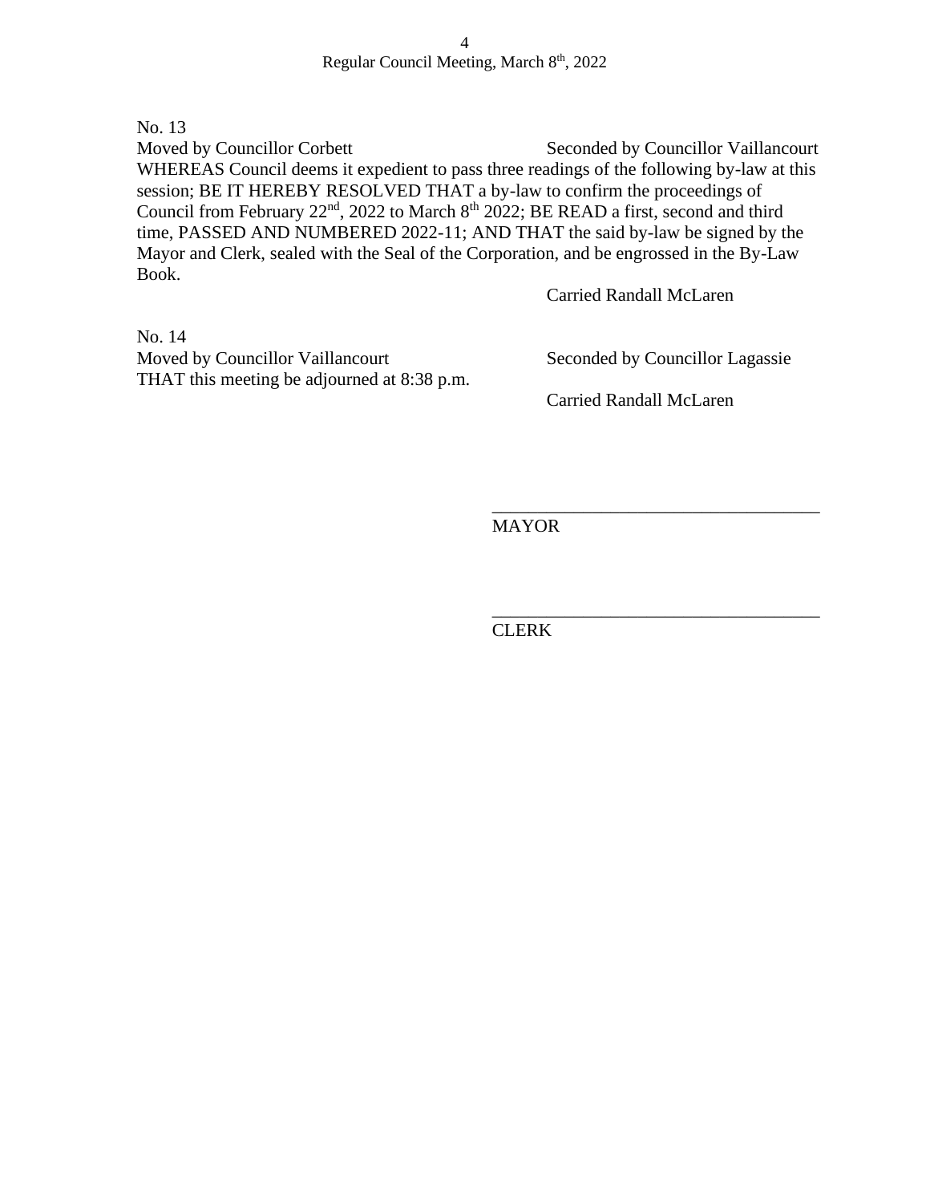No. 13

Moved by Councillor Corbett Seconded by Councillor Vaillancourt

WHEREAS Council deems it expedient to pass three readings of the following by-law at this session; BE IT HEREBY RESOLVED THAT a by-law to confirm the proceedings of Council from February 22nd, 2022 to March 8th 2022; BE READ a first, second and third time, PASSED AND NUMBERED 2022-11; AND THAT the said by-law be signed by the Mayor and Clerk, sealed with the Seal of the Corporation, and be engrossed in the By-Law Book.

Carried Randall McLaren

No. 14

Moved by Councillor Vaillancourt Seconded by Councillor Lagassie

THAT this meeting be adjourned at 8:38 p.m.

Carried Randall McLaren

\_\_\_\_\_\_\_\_\_\_\_\_\_\_\_\_\_\_\_\_\_\_\_\_\_\_\_\_\_\_\_\_\_\_\_\_

MAYOR

\_\_\_\_\_\_\_\_\_\_\_\_\_\_\_\_\_\_\_\_\_\_\_\_\_\_\_\_\_\_\_\_\_\_\_\_

CLERK